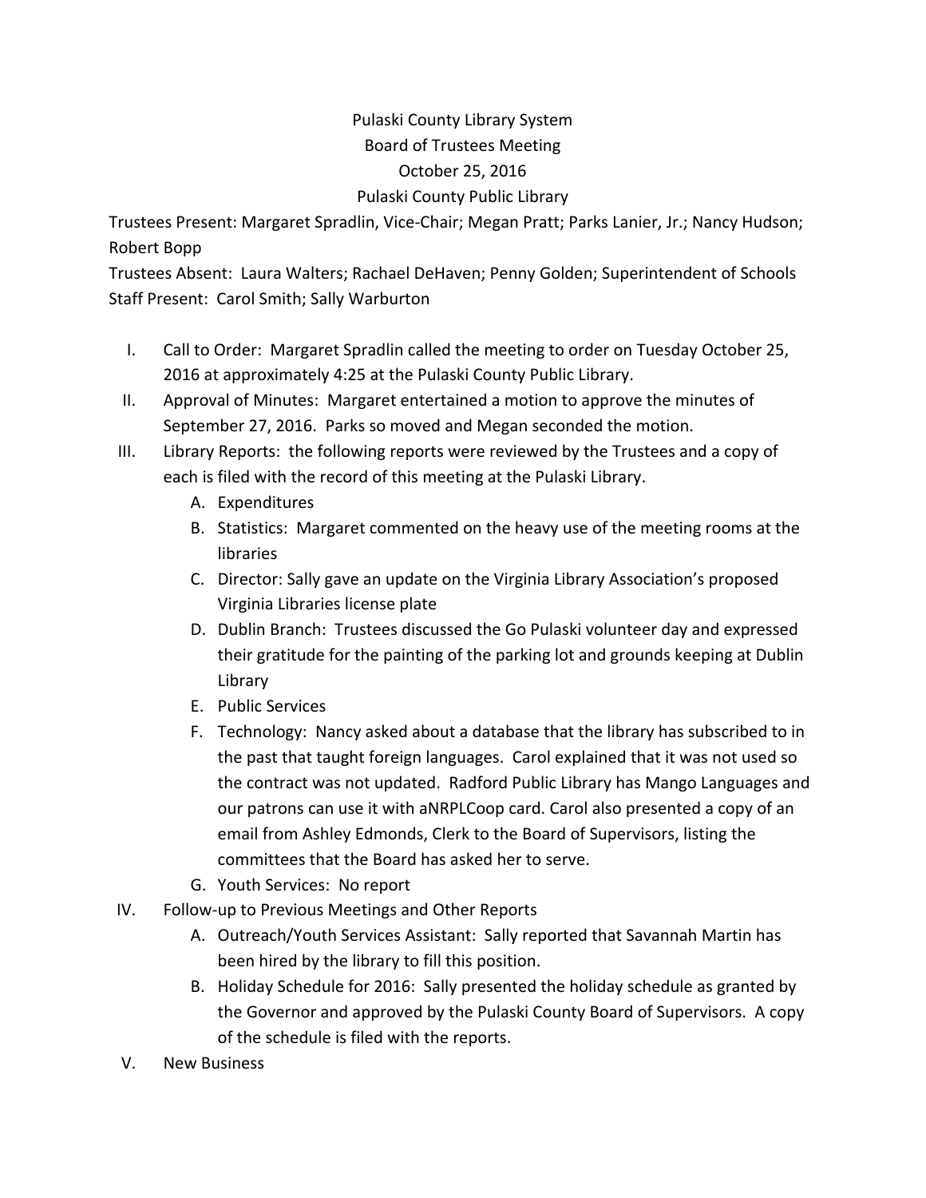Pulaski County Library System

Board of Trustees Meeting

October 25, 2016

Pulaski County Public Library

Trustees Present: Margaret Spradlin, Vice-Chair; Megan Pratt; Parks Lanier, Jr.; Nancy Hudson; Robert Bopp

Trustees Absent: Laura Walters; Rachael DeHaven; Penny Golden; Superintendent of Schools

Staff Present: Carol Smith; Sally Warburton

I. Call to Order: Margaret Spradlin called the meeting to order on Tuesday October 25, 2016 at approximately 4:25 at the Pulaski County Public Library.

II. Approval of Minutes: Margaret entertained a motion to approve the minutes of September 27, 2016. Parks so moved and Megan seconded the motion.

III. Library Reports: the following reports were reviewed by the Trustees and a copy of each is filed with the record of this meeting at the Pulaski Library.
   A. Expenditures
   B. Statistics: Margaret commented on the heavy use of the meeting rooms at the libraries
   C. Director: Sally gave an update on the Virginia Library Association's proposed Virginia Libraries license plate
   D. Dublin Branch: Trustees discussed the Go Pulaski volunteer day and expressed their gratitude for the painting of the parking lot and grounds keeping at Dublin Library
   E. Public Services
   F. Technology: Nancy asked about a database that the library has subscribed to in the past that taught foreign languages. Carol explained that it was not used so the contract was not updated. Radford Public Library has Mango Languages and our patrons can use it with aNRPLCoop card. Carol also presented a copy of an email from Ashley Edmonds, Clerk to the Board of Supervisors, listing the committees that the Board has asked her to serve.
   G. Youth Services: No report

IV. Follow-up to Previous Meetings and Other Reports
   A. Outreach/Youth Services Assistant: Sally reported that Savannah Martin has been hired by the library to fill this position.
   B. Holiday Schedule for 2016: Sally presented the holiday schedule as granted by the Governor and approved by the Pulaski County Board of Supervisors. A copy of the schedule is filed with the reports.

V. New Business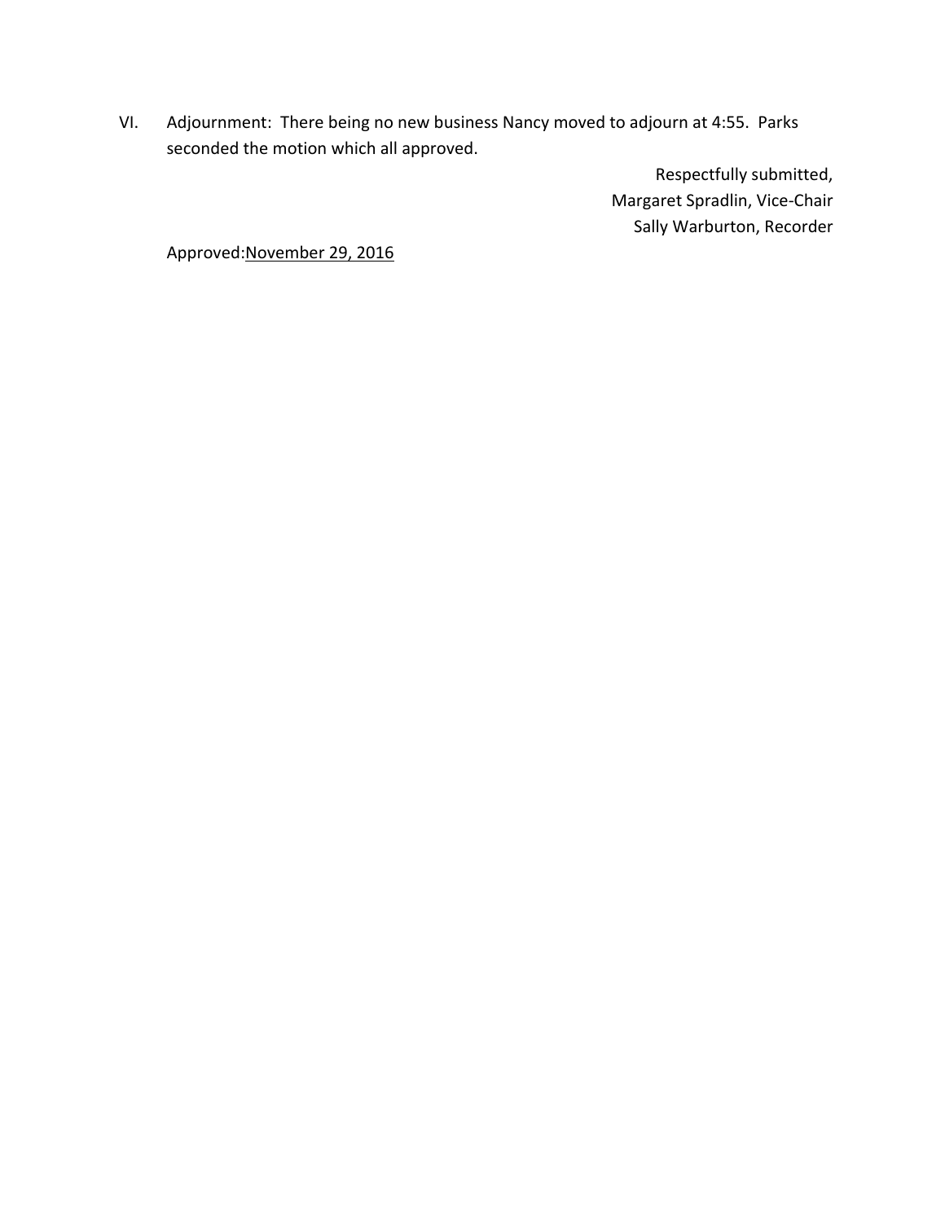VI. Adjournment: There being no new business Nancy moved to adjourn at 4:55. Parks seconded the motion which all approved.

Respectfully submitted,
Margaret Spradlin, Vice-Chair
Sally Warburton, Recorder

Approved: <u>November 29, 2016</u>